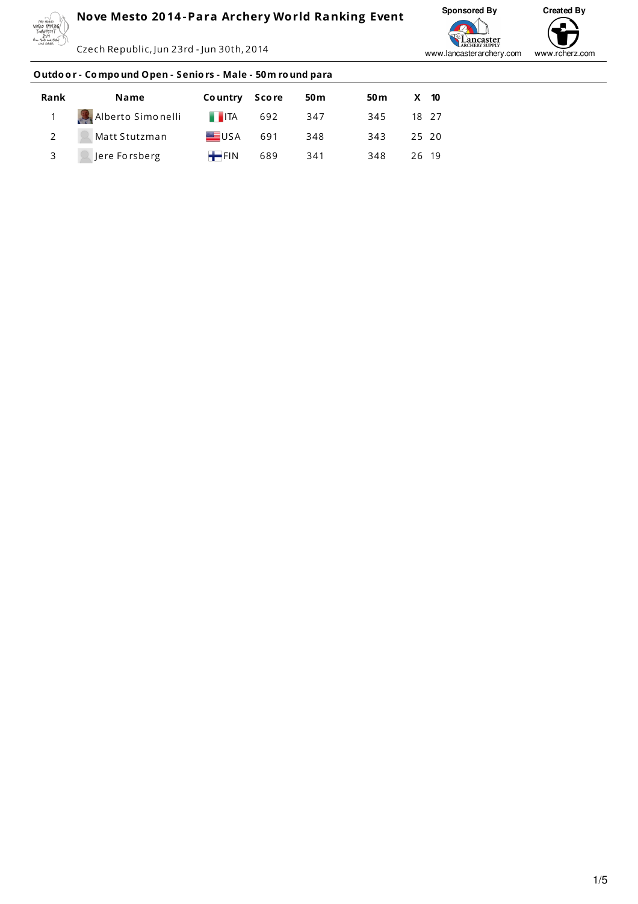# Nove Mesto 2014-Para Archery World Ranking Event

Czech Republic, Jun 23rd - Jun 30th, 2014

Sponsored By www.lancasterarchery.com

Created By www.rcherz.com

## Outdoor - Compound Open - Seniors - Male - 50m round para

| Rank | Name | Country | Score | 50m | 50m | X | 10 |
|---|---|---|---|---|---|---|---|
| 1 | Alberto Simonelli | ITA | 692 | 347 | 345 | 18 | 27 |
| 2 | Matt Stutzman | USA | 691 | 348 | 343 | 25 | 20 |
| 3 | Jere Forsberg | FIN | 689 | 341 | 348 | 26 | 19 |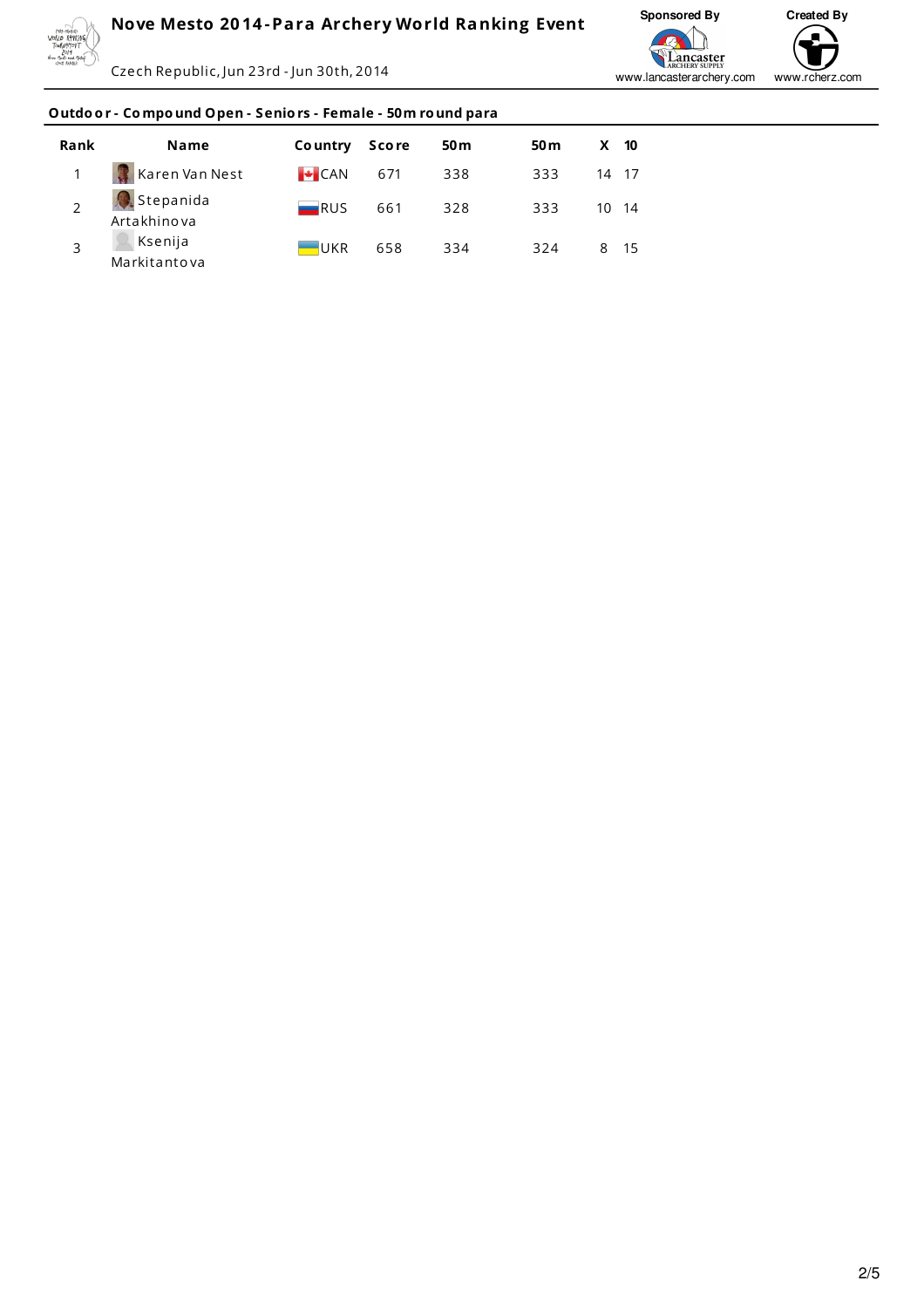# Nove Mesto 2014-Para Archery World Ranking Event

Czech Republic, Jun 23rd - Jun 30th, 2014

Sponsored By www.lancasterarchery.com

Created By www.rcherz.com

## Outdoor - Compound Open - Seniors - Female - 50m round para

| Rank | Name | Country | Score | 50m | 50m | X | 10 |
|---|---|---|---|---|---|---|---|
| 1 | Karen Van Nest | CAN | 671 | 338 | 333 | 14 | 17 |
| 2 | Stepanida Artakhinova | RUS | 661 | 328 | 333 | 10 | 14 |
| 3 | Ksenija Markitantova | UKR | 658 | 334 | 324 | 8 | 15 |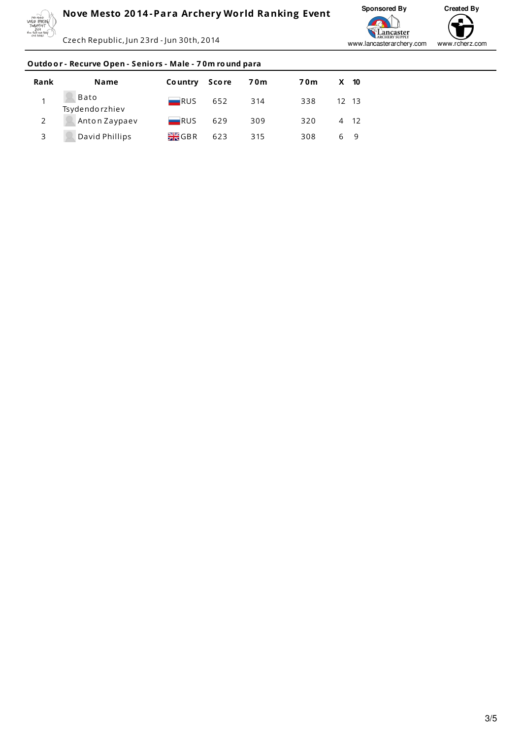# Nove Mesto 2014-Para Archery World Ranking Event

Czech Republic, Jun 23rd - Jun 30th, 2014

Sponsored By www.lancasterarchery.com

Created By www.rcherz.com

## Outdoor - Recurve Open - Seniors - Male - 70m round para

| Rank | Name | Country | Score | 70m | 70m | X | 10 |
|---|---|---|---|---|---|---|---|
| 1 | Bato Tsydendorzhiev | RUS | 652 | 314 | 338 | 12 | 13 |
| 2 | Anton Zaypaev | RUS | 629 | 309 | 320 | 4 | 12 |
| 3 | David Phillips | GBR | 623 | 315 | 308 | 6 | 9 |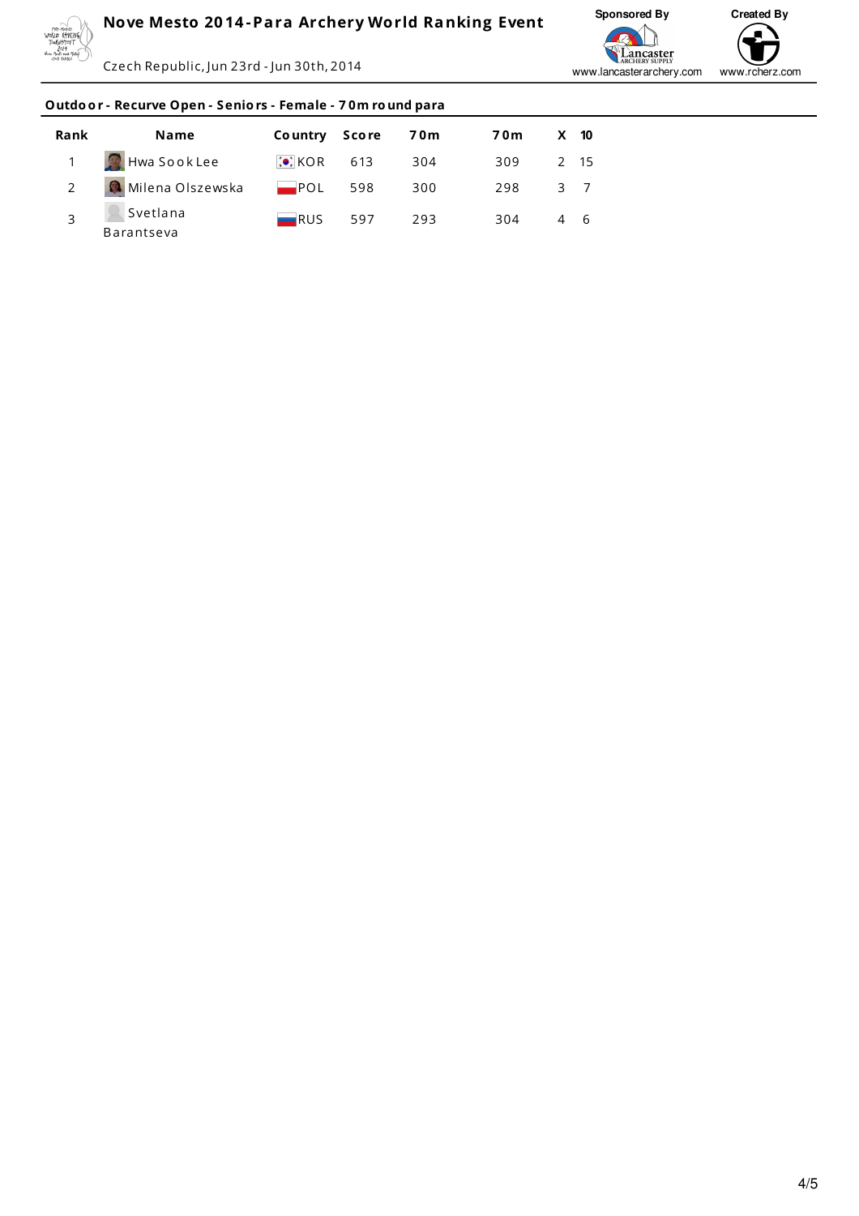# Nove Mesto 2014-Para Archery World Ranking Event

Czech Republic, Jun 23rd - Jun 30th, 2014

Sponsored By www.lancasterarchery.com

Created By www.rcherz.com

## Outdoor - Recurve Open - Seniors - Female - 70m round para

| Rank | Name | Country | Score | 70m | 70m | X | 10 |
|---|---|---|---|---|---|---|---|
| 1 | Hwa Sook Lee | KOR | 613 | 304 | 309 | 2 | 15 |
| 2 | Milena Olszewska | POL | 598 | 300 | 298 | 3 | 7 |
| 3 | Svetlana Barantseva | RUS | 597 | 293 | 304 | 4 | 6 |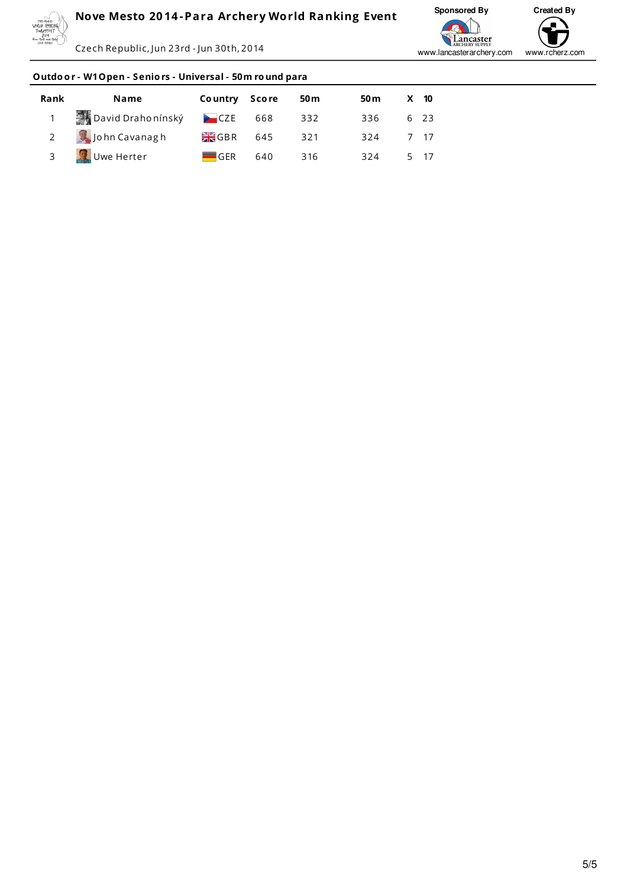# Nove Mesto 2014 - Para Archery World Ranking Event

Czech Republic, Jun 23rd - Jun 30th, 2014

Sponsored By www.lancasterarchery.com

Created By www.rcherz.com

## Outdoor - W1 Open - Seniors - Universal - 50m round para

| Rank | Name | Country | Score | 50m | 50m | X | 10 |
|---|---|---|---|---|---|---|---|
| 1 | David Drahoninský | CZE | 668 | 332 | 336 | 6 | 23 |
| 2 | John Cavanagh | GBR | 645 | 321 | 324 | 7 | 17 |
| 3 | Uwe Herter | GER | 640 | 316 | 324 | 5 | 17 |